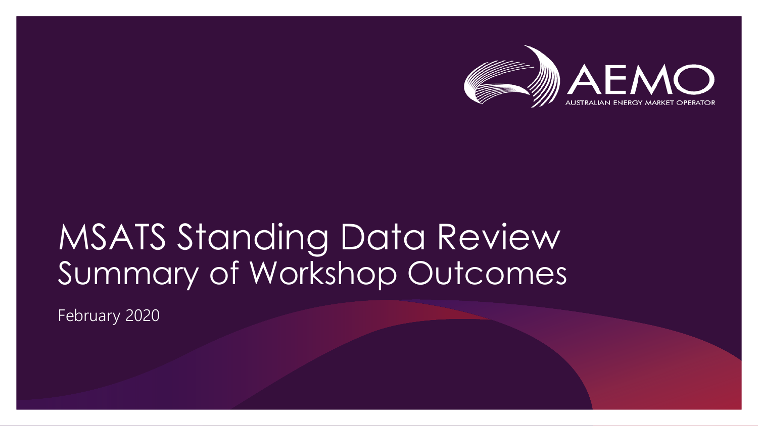AEMO
AUSTRALIAN ENERGY MARKET OPERATOR

# MSATS Standing Data Review
## Summary of Workshop Outcomes

February 2020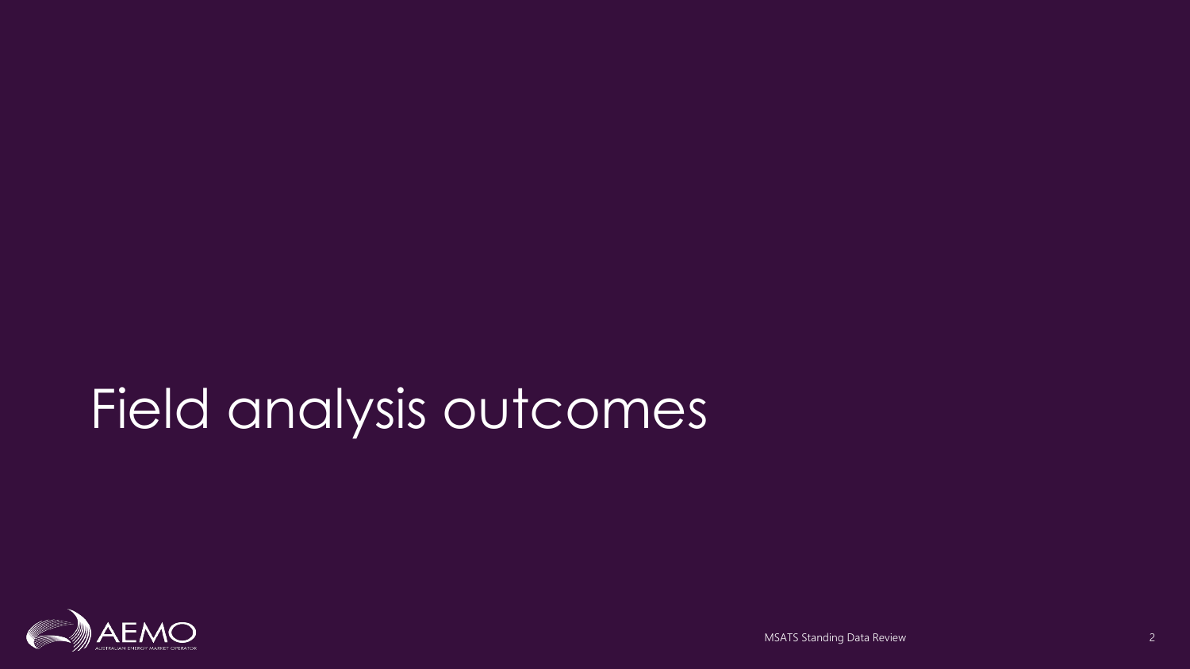# Field analysis outcomes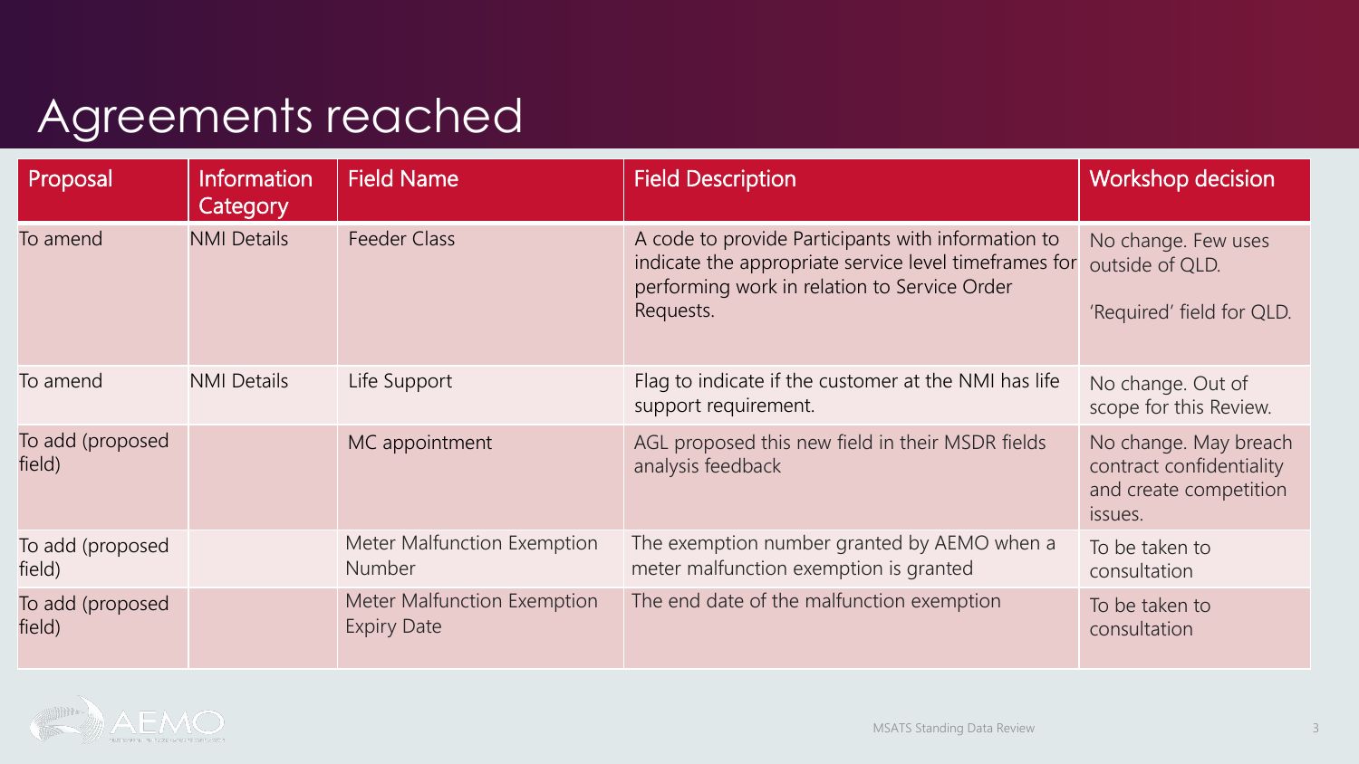# Agreements reached

| Proposal | Information Category | Field Name | Field Description | Workshop decision |
| --- | --- | --- | --- | --- |
| To amend | NMI Details | Feeder Class | A code to provide Participants with information to indicate the appropriate service level timeframes for performing work in relation to Service Order Requests. | No change. Few uses outside of QLD. 'Required' field for QLD. |
| To amend | NMI Details | Life Support | Flag to indicate if the customer at the NMI has life support requirement. | No change. Out of scope for this Review. |
| To add (proposed field) | | MC appointment | AGL proposed this new field in their MSDR fields analysis feedback | No change. May breach contract confidentiality and create competition issues. |
| To add (proposed field) | | Meter Malfunction Exemption Number | The exemption number granted by AEMO when a meter malfunction exemption is granted | To be taken to consultation |
| To add (proposed field) | | Meter Malfunction Exemption Expiry Date | The end date of the malfunction exemption | To be taken to consultation |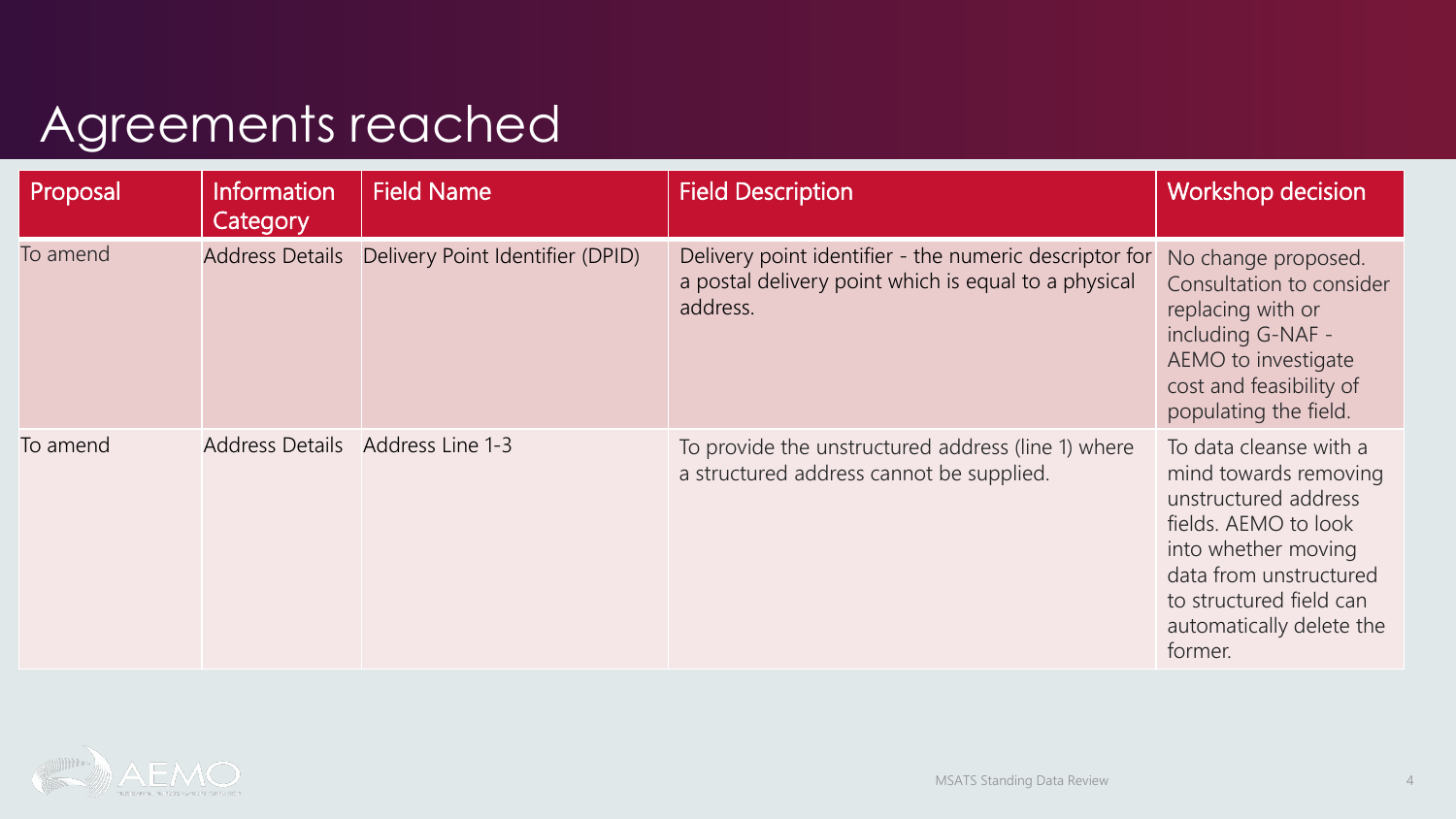# Agreements reached

| Proposal | Information Category | Field Name | Field Description | Workshop decision |
|---|---|---|---|---|
| To amend | Address Details | Delivery Point Identifier (DPID) | Delivery point identifier - the numeric descriptor for a postal delivery point which is equal to a physical address. | No change proposed. Consultation to consider replacing with or including G-NAF - AEMO to investigate cost and feasibility of populating the field. |
| To amend | Address Details | Address Line 1-3 | To provide the unstructured address (line 1) where a structured address cannot be supplied. | To data cleanse with a mind towards removing unstructured address fields. AEMO to look into whether moving data from unstructured to structured field can automatically delete the former. |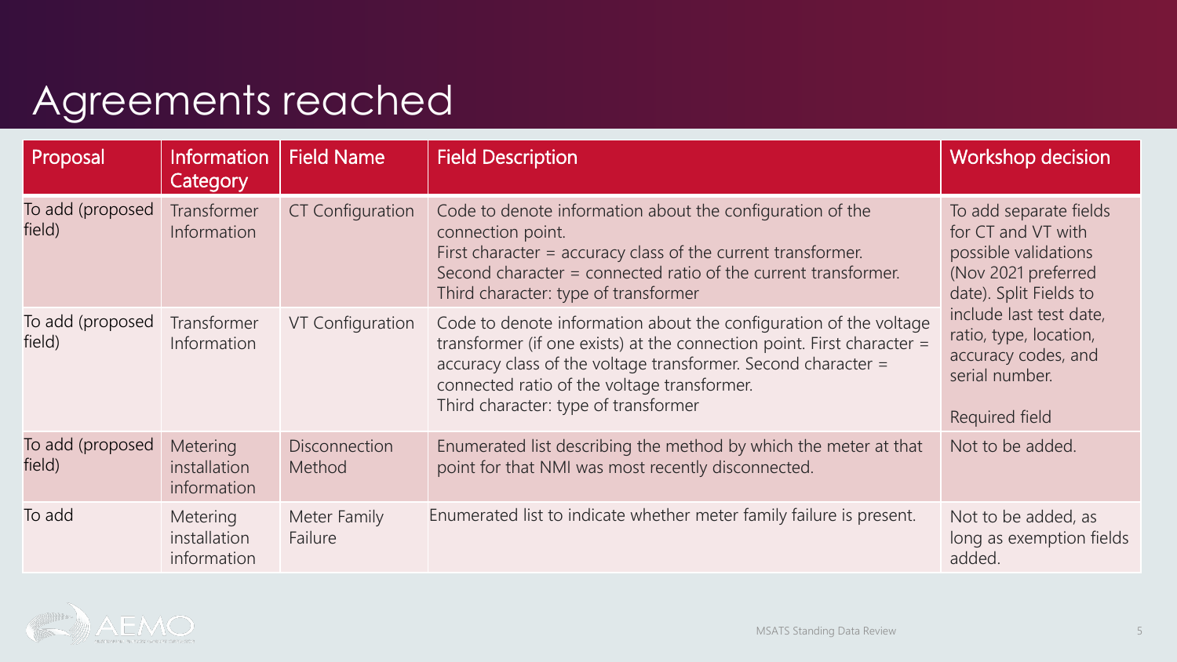# Agreements reached

| Proposal | Information Category | Field Name | Field Description | Workshop decision |
|---|---|---|---|---|
| To add (proposed field) | Transformer Information | CT Configuration | Code to denote information about the configuration of the connection point.<br>First character = accuracy class of the current transformer.<br>Second character = connected ratio of the current transformer.<br>Third character: type of transformer | To add separate fields for CT and VT with possible validations (Nov 2021 preferred date). Split Fields to include last test date, ratio, type, location, accuracy codes, and serial number.<br><br>Required field |
| To add (proposed field) | Transformer Information | VT Configuration | Code to denote information about the configuration of the voltage transformer (if one exists) at the connection point. First character = accuracy class of the voltage transformer. Second character = connected ratio of the voltage transformer.<br>Third character: type of transformer | |
| To add (proposed field) | Metering installation information | Disconnection Method | Enumerated list describing the method by which the meter at that point for that NMI was most recently disconnected. | Not to be added. |
| To add | Metering installation information | Meter Family Failure | Enumerated list to indicate whether meter family failure is present. | Not to be added, as long as exemption fields added. |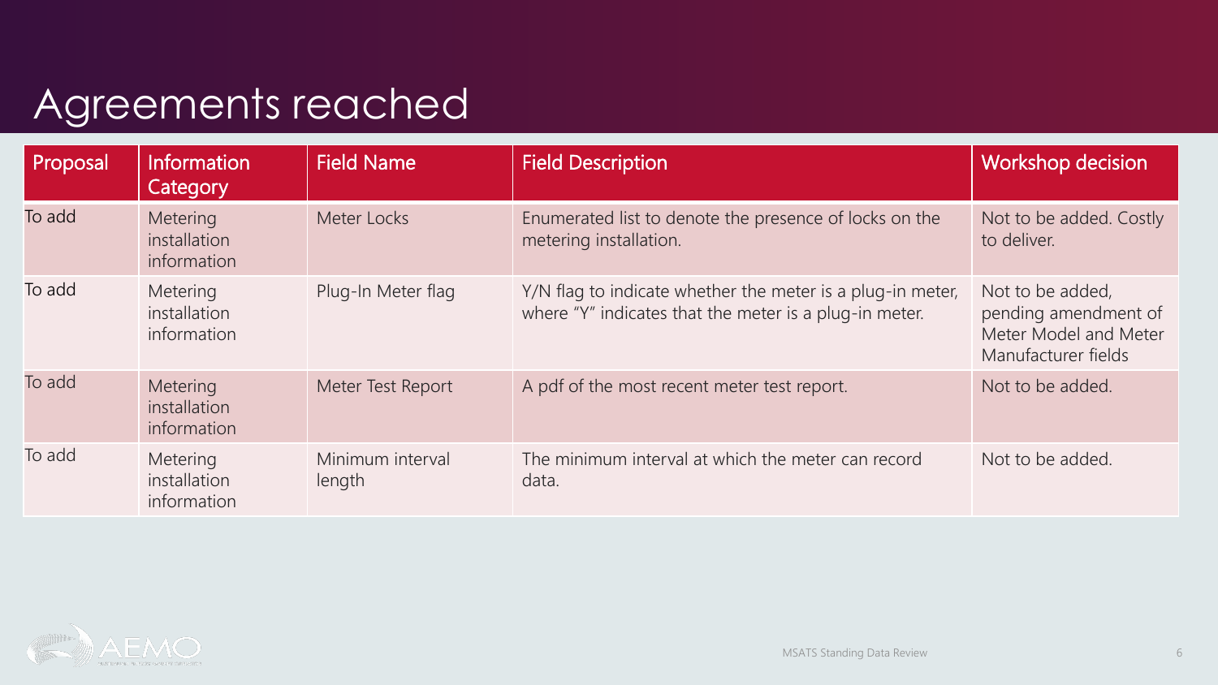# Agreements reached

| Proposal | Information Category | Field Name | Field Description | Workshop decision |
|---|---|---|---|---|
| To add | Metering installation information | Meter Locks | Enumerated list to denote the presence of locks on the metering installation. | Not to be added. Costly to deliver. |
| To add | Metering installation information | Plug-In Meter flag | Y/N flag to indicate whether the meter is a plug-in meter, where "Y" indicates that the meter is a plug-in meter. | Not to be added, pending amendment of Meter Model and Meter Manufacturer fields |
| To add | Metering installation information | Meter Test Report | A pdf of the most recent meter test report. | Not to be added. |
| To add | Metering installation information | Minimum interval length | The minimum interval at which the meter can record data. | Not to be added. |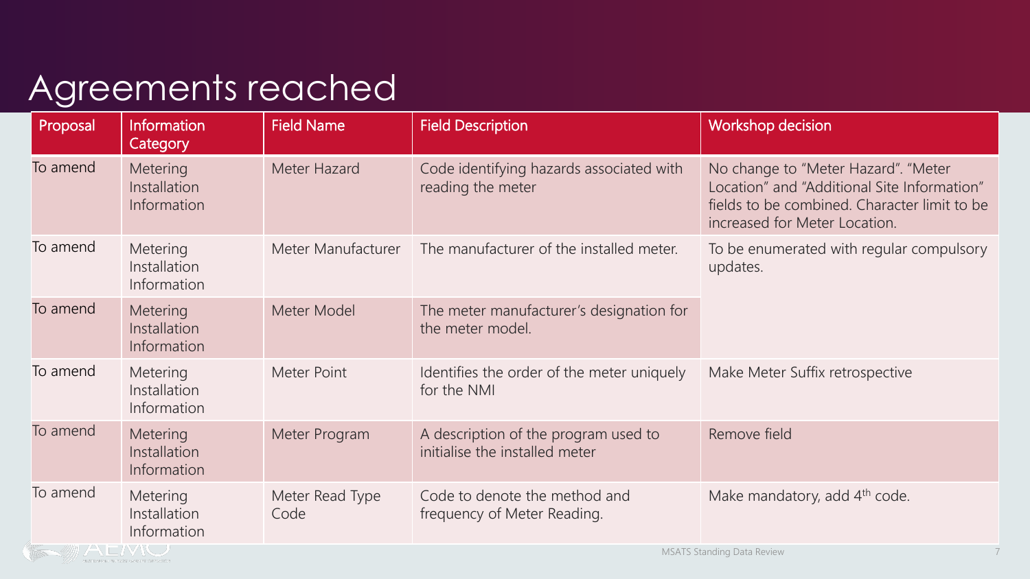# Agreements reached

| Proposal | Information Category | Field Name | Field Description | Workshop decision |
|---|---|---|---|---|
| To amend | Metering Installation Information | Meter Hazard | Code identifying hazards associated with reading the meter | No change to "Meter Hazard". "Meter Location" and "Additional Site Information" fields to be combined. Character limit to be increased for Meter Location. |
| To amend | Metering Installation Information | Meter Manufacturer | The manufacturer of the installed meter. | To be enumerated with regular compulsory updates. |
| To amend | Metering Installation Information | Meter Model | The meter manufacturer's designation for the meter model. | |
| To amend | Metering Installation Information | Meter Point | Identifies the order of the meter uniquely for the NMI | Make Meter Suffix retrospective |
| To amend | Metering Installation Information | Meter Program | A description of the program used to initialise the installed meter | Remove field |
| To amend | Metering Installation Information | Meter Read Type Code | Code to denote the method and frequency of Meter Reading. | Make mandatory, add 4th code. |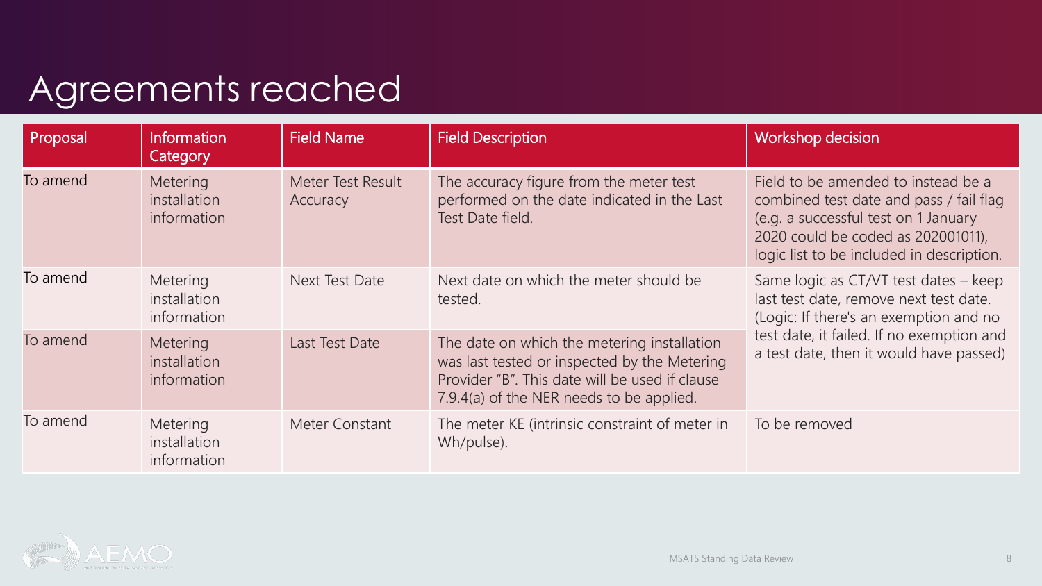# Agreements reached

| Proposal | Information Category | Field Name | Field Description | Workshop decision |
|---|---|---|---|---|
| To amend | Metering installation information | Meter Test Result Accuracy | The accuracy figure from the meter test performed on the date indicated in the Last Test Date field. | Field to be amended to instead be a combined test date and pass / fail flag (e.g. a successful test on 1 January 2020 could be coded as 202001011), logic list to be included in description. |
| To amend | Metering installation information | Next Test Date | Next date on which the meter should be tested. | Same logic as CT/VT test dates – keep last test date, remove next test date. (Logic: If there's an exemption and no test date, it failed. If no exemption and a test date, then it would have passed) |
| To amend | Metering installation information | Last Test Date | The date on which the metering installation was last tested or inspected by the Metering Provider "B". This date will be used if clause 7.9.4(a) of the NER needs to be applied. | |
| To amend | Metering installation information | Meter Constant | The meter KE (intrinsic constraint of meter in Wh/pulse). | To be removed |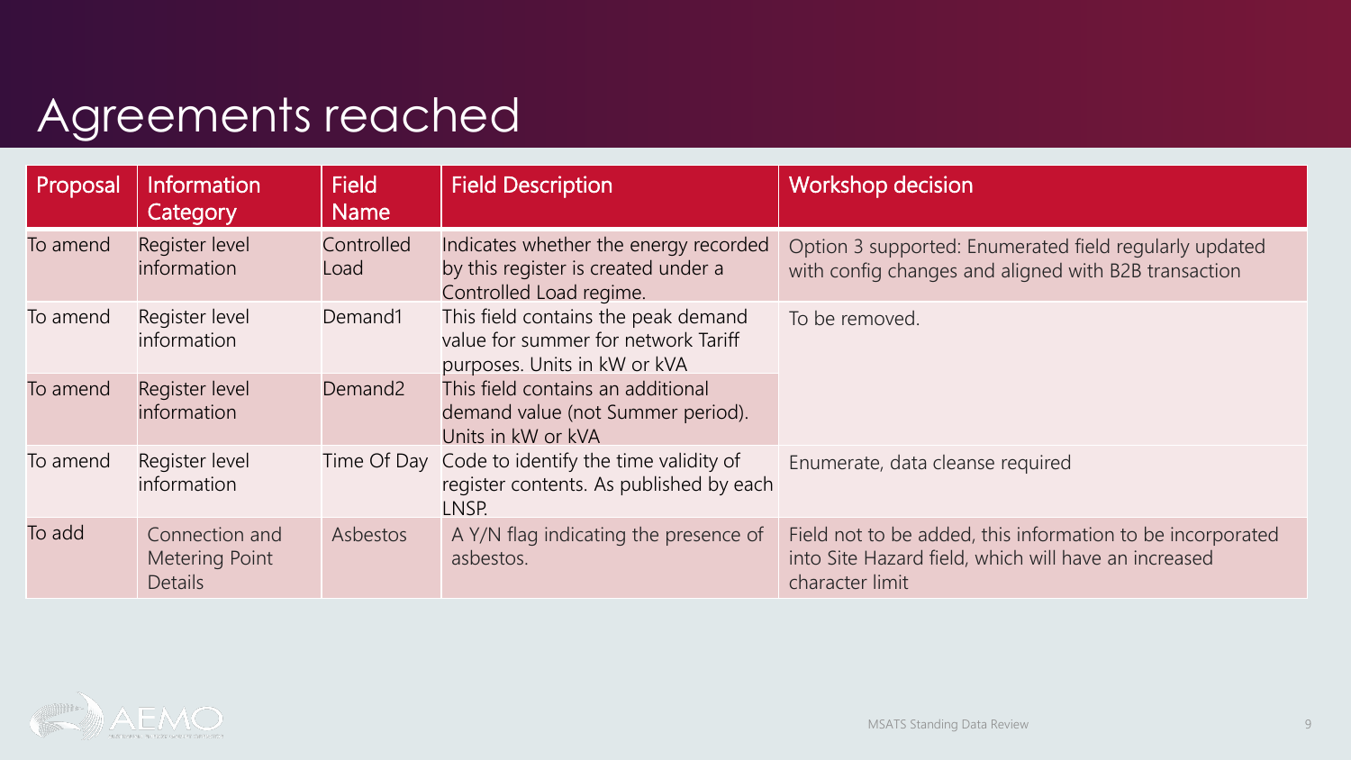# Agreements reached

| Proposal | Information Category | Field Name | Field Description | Workshop decision |
|---|---|---|---|---|
| To amend | Register level information | Controlled Load | Indicates whether the energy recorded by this register is created under a Controlled Load regime. | Option 3 supported: Enumerated field regularly updated with config changes and aligned with B2B transaction |
| To amend | Register level information | Demand1 | This field contains the peak demand value for summer for network Tariff purposes. Units in kW or kVA | To be removed. |
| To amend | Register level information | Demand2 | This field contains an additional demand value (not Summer period). Units in kW or kVA | |
| To amend | Register level information | Time Of Day | Code to identify the time validity of register contents. As published by each LNSP. | Enumerate, data cleanse required |
| To add | Connection and Metering Point Details | Asbestos | A Y/N flag indicating the presence of asbestos. | Field not to be added, this information to be incorporated into Site Hazard field, which will have an increased character limit |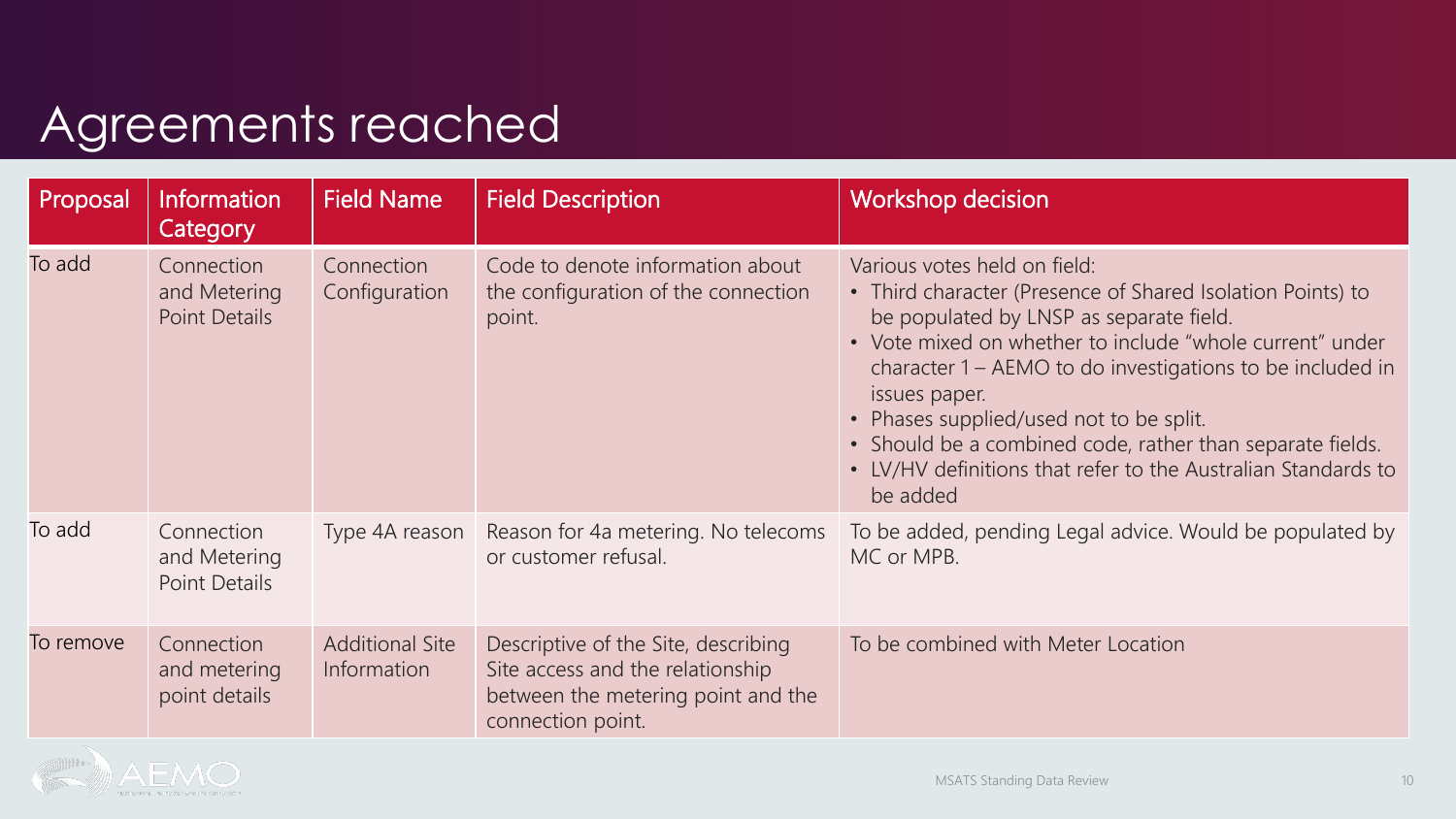# Agreements reached

| Proposal | Information Category | Field Name | Field Description | Workshop decision |
|---|---|---|---|---|
| To add | Connection and Metering Point Details | Connection Configuration | Code to denote information about the configuration of the connection point. | Various votes held on field:<br>• Third character (Presence of Shared Isolation Points) to be populated by LNSP as separate field.<br>• Vote mixed on whether to include "whole current" under character 1 – AEMO to do investigations to be included in issues paper.<br>• Phases supplied/used not to be split.<br>• Should be a combined code, rather than separate fields.<br>• LV/HV definitions that refer to the Australian Standards to be added |
| To add | Connection and Metering Point Details | Type 4A reason | Reason for 4a metering. No telecoms or customer refusal. | To be added, pending Legal advice. Would be populated by MC or MPB. |
| To remove | Connection and metering point details | Additional Site Information | Descriptive of the Site, describing Site access and the relationship between the metering point and the connection point. | To be combined with Meter Location |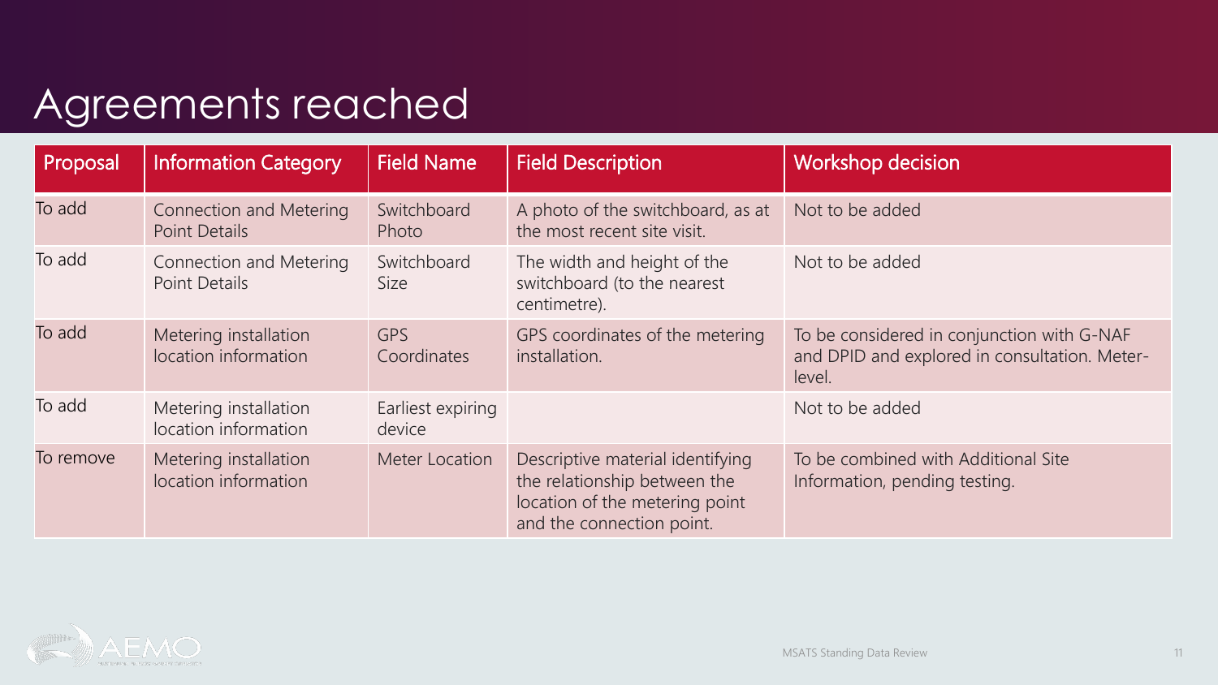# Agreements reached

| Proposal | Information Category | Field Name | Field Description | Workshop decision |
|---|---|---|---|---|
| To add | Connection and Metering Point Details | Switchboard Photo | A photo of the switchboard, as at the most recent site visit. | Not to be added |
| To add | Connection and Metering Point Details | Switchboard Size | The width and height of the switchboard (to the nearest centimetre). | Not to be added |
| To add | Metering installation location information | GPS Coordinates | GPS coordinates of the metering installation. | To be considered in conjunction with G-NAF and DPID and explored in consultation. Meter-level. |
| To add | Metering installation location information | Earliest expiring device | | Not to be added |
| To remove | Metering installation location information | Meter Location | Descriptive material identifying the relationship between the location of the metering point and the connection point. | To be combined with Additional Site Information, pending testing. |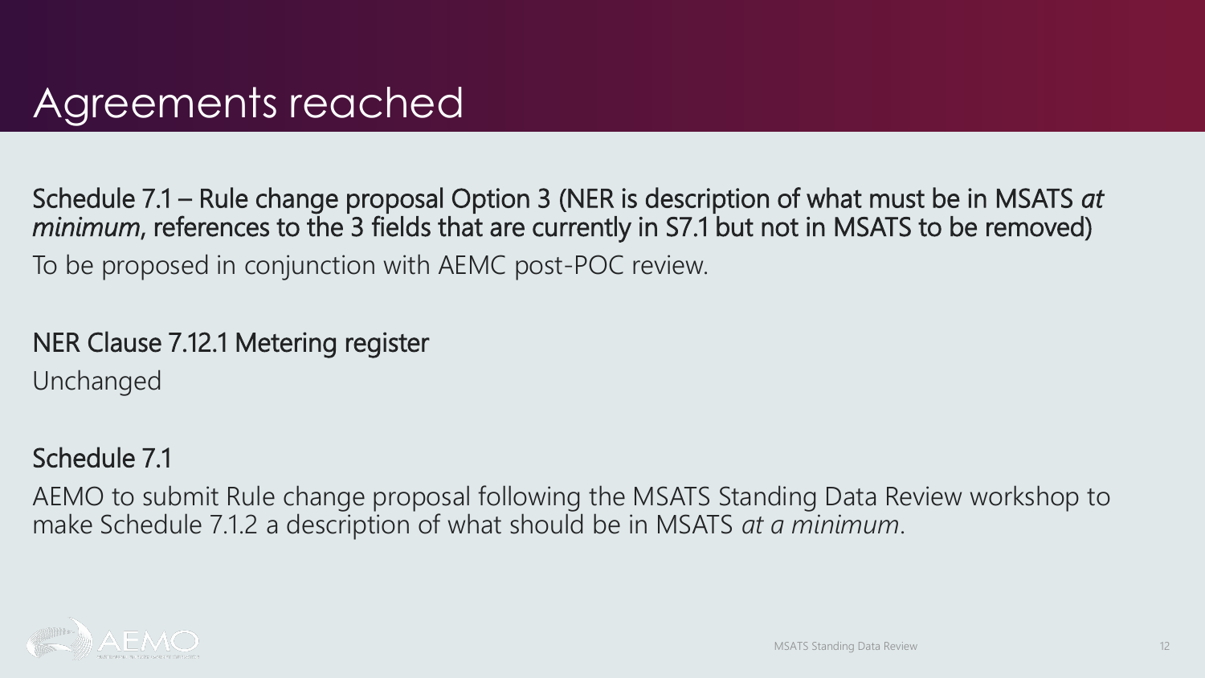# Agreements reached

**Schedule 7.1 – Rule change proposal Option 3 (NER is description of what must be in MSATS *at minimum*, references to the 3 fields that are currently in S7.1 but not in MSATS to be removed)**

To be proposed in conjunction with AEMC post-POC review.

**NER Clause 7.12.1 Metering register**

Unchanged

**Schedule 7.1**

AEMO to submit Rule change proposal following the MSATS Standing Data Review workshop to make Schedule 7.1.2 a description of what should be in MSATS *at a minimum*.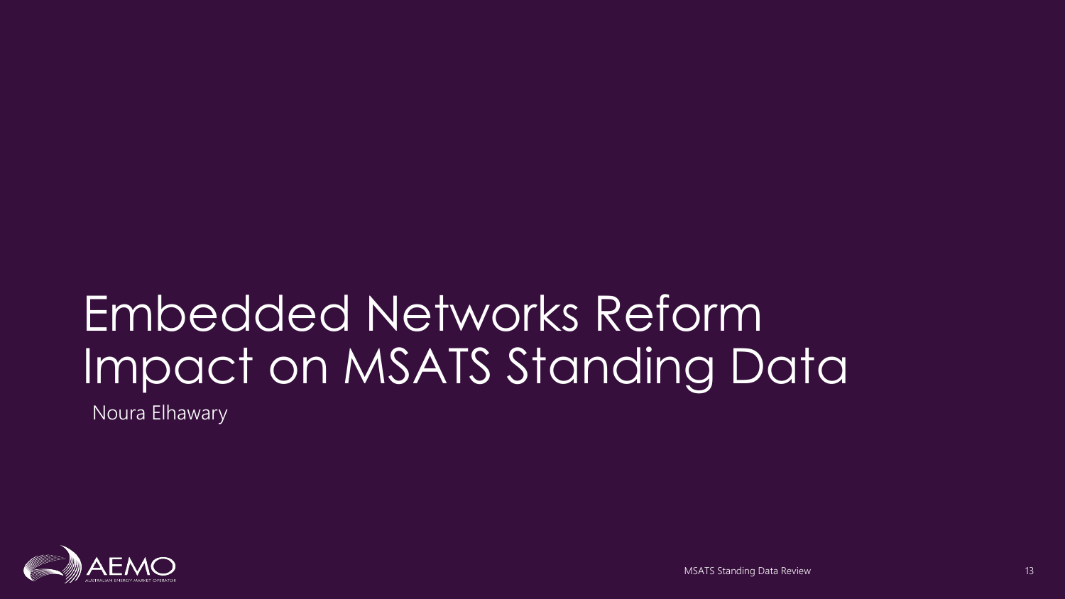# Embedded Networks Reform Impact on MSATS Standing Data

Noura Elhawary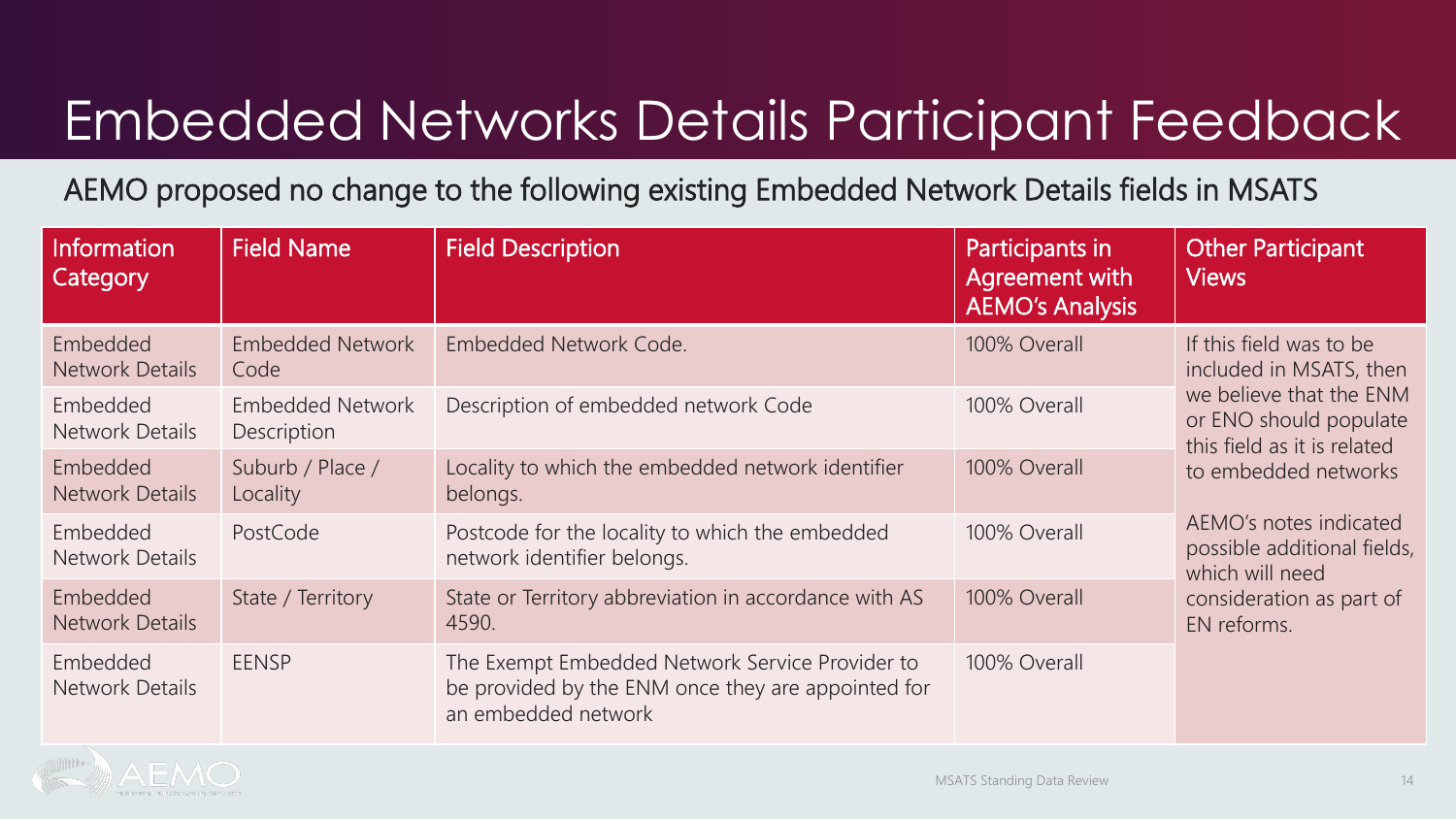# Embedded Networks Details Participant Feedback

AEMO proposed no change to the following existing Embedded Network Details fields in MSATS

| Information Category | Field Name | Field Description | Participants in Agreement with AEMO's Analysis | Other Participant Views |
|---|---|---|---|---|
| Embedded Network Details | Embedded Network Code | Embedded Network Code. | 100% Overall | If this field was to be included in MSATS, then we believe that the ENM or ENO should populate this field as it is related to embedded networks<br><br>AEMO's notes indicated possible additional fields, which will need consideration as part of EN reforms. |
| Embedded Network Details | Embedded Network Description | Description of embedded network Code | 100% Overall | |
| Embedded Network Details | Suburb / Place / Locality | Locality to which the embedded network identifier belongs. | 100% Overall | |
| Embedded Network Details | PostCode | Postcode for the locality to which the embedded network identifier belongs. | 100% Overall | |
| Embedded Network Details | State / Territory | State or Territory abbreviation in accordance with AS 4590. | 100% Overall | |
| Embedded Network Details | EENSP | The Exempt Embedded Network Service Provider to be provided by the ENM once they are appointed for an embedded network | 100% Overall | |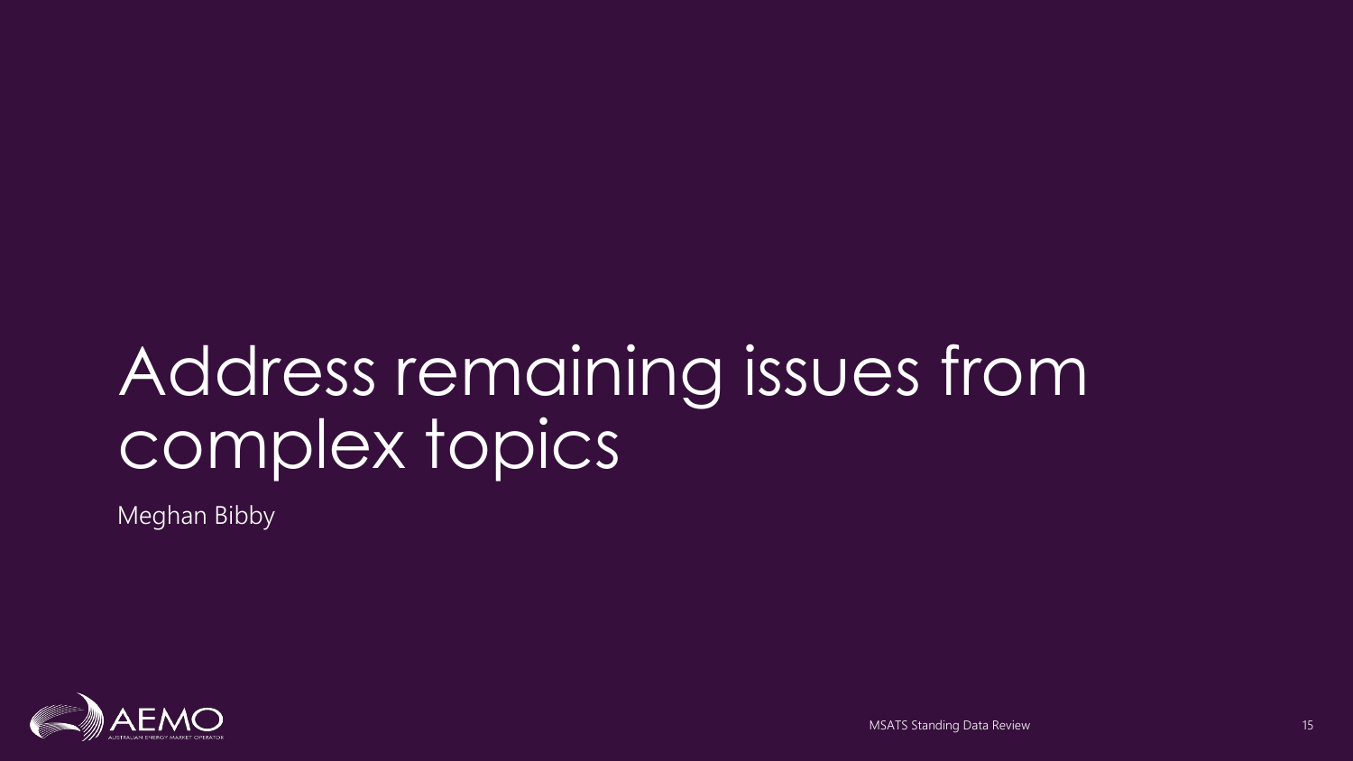# Address remaining issues from complex topics

Meghan Bibby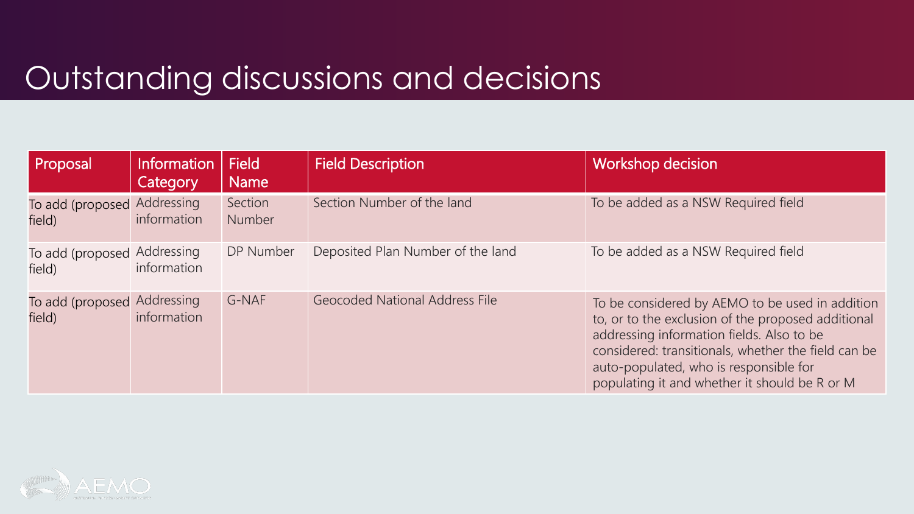# Outstanding discussions and decisions

| Proposal | Information Category | Field Name | Field Description | Workshop decision |
| --- | --- | --- | --- | --- |
| To add (proposed field) | Addressing information | Section Number | Section Number of the land | To be added as a NSW Required field |
| To add (proposed field) | Addressing information | DP Number | Deposited Plan Number of the land | To be added as a NSW Required field |
| To add (proposed field) | Addressing information | G-NAF | Geocoded National Address File | To be considered by AEMO to be used in addition to, or to the exclusion of the proposed additional addressing information fields. Also to be considered: transitionals, whether the field can be auto-populated, who is responsible for populating it and whether it should be R or M |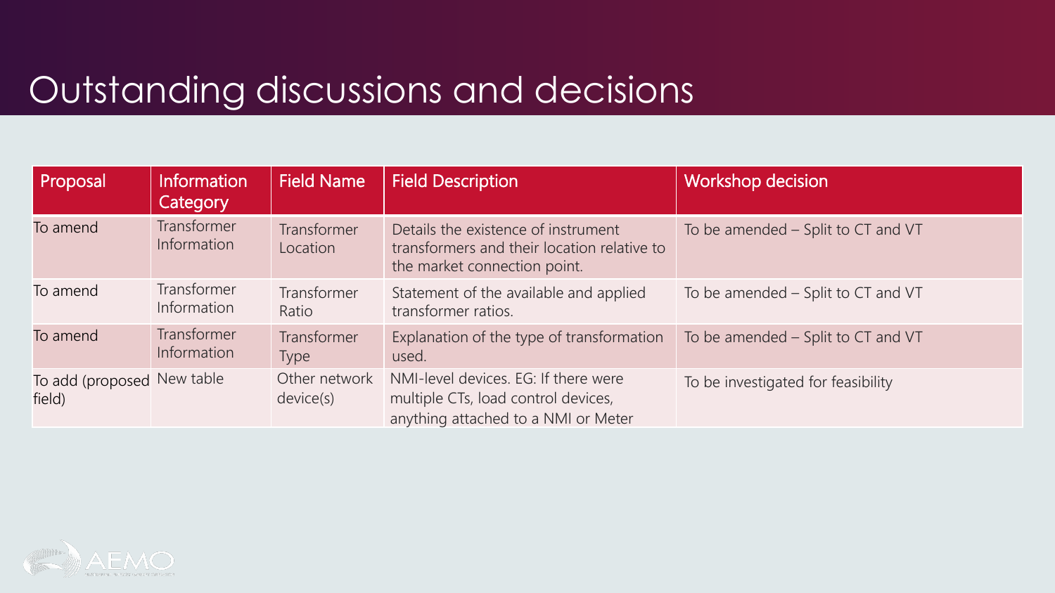# Outstanding discussions and decisions

| Proposal | Information Category | Field Name | Field Description | Workshop decision |
|---|---|---|---|---|
| To amend | Transformer Information | Transformer Location | Details the existence of instrument transformers and their location relative to the market connection point. | To be amended – Split to CT and VT |
| To amend | Transformer Information | Transformer Ratio | Statement of the available and applied transformer ratios. | To be amended – Split to CT and VT |
| To amend | Transformer Information | Transformer Type | Explanation of the type of transformation used. | To be amended – Split to CT and VT |
| To add (proposed field) | New table | Other network device(s) | NMI-level devices. EG: If there were multiple CTs, load control devices, anything attached to a NMI or Meter | To be investigated for feasibility |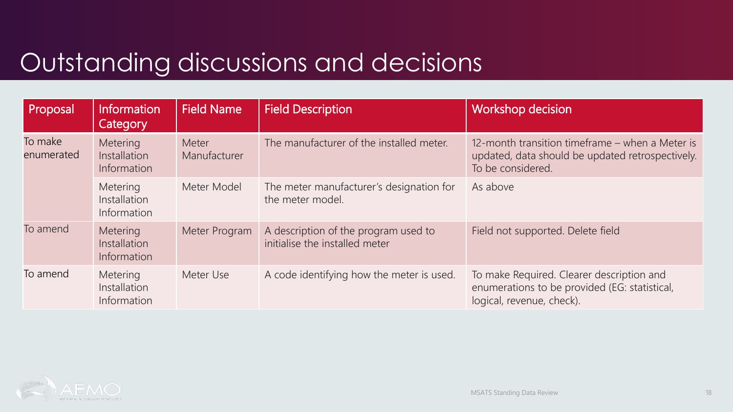# Outstanding discussions and decisions

| Proposal | Information Category | Field Name | Field Description | Workshop decision |
|---|---|---|---|---|
| To make enumerated | Metering Installation Information | Meter Manufacturer | The manufacturer of the installed meter. | 12-month transition timeframe – when a Meter is updated, data should be updated retrospectively. To be considered. |
| | Metering Installation Information | Meter Model | The meter manufacturer's designation for the meter model. | As above |
| To amend | Metering Installation Information | Meter Program | A description of the program used to initialise the installed meter | Field not supported. Delete field |
| To amend | Metering Installation Information | Meter Use | A code identifying how the meter is used. | To make Required. Clearer description and enumerations to be provided (EG: statistical, logical, revenue, check). |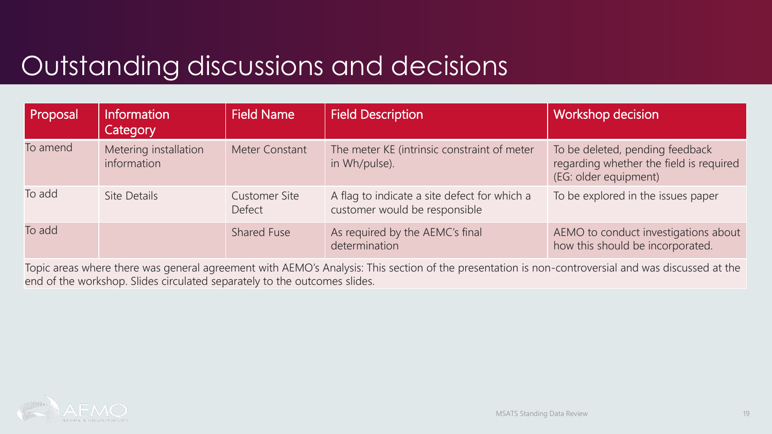# Outstanding discussions and decisions

| Proposal | Information Category | Field Name | Field Description | Workshop decision |
|---|---|---|---|---|
| To amend | Metering installation information | Meter Constant | The meter KE (intrinsic constraint of meter in Wh/pulse). | To be deleted, pending feedback regarding whether the field is required (EG: older equipment) |
| To add | Site Details | Customer Site Defect | A flag to indicate a site defect for which a customer would be responsible | To be explored in the issues paper |
| To add | | Shared Fuse | As required by the AEMC's final determination | AEMO to conduct investigations about how this should be incorporated. |

Topic areas where there was general agreement with AEMO's Analysis: This section of the presentation is non-controversial and was discussed at the end of the workshop. Slides circulated separately to the outcomes slides.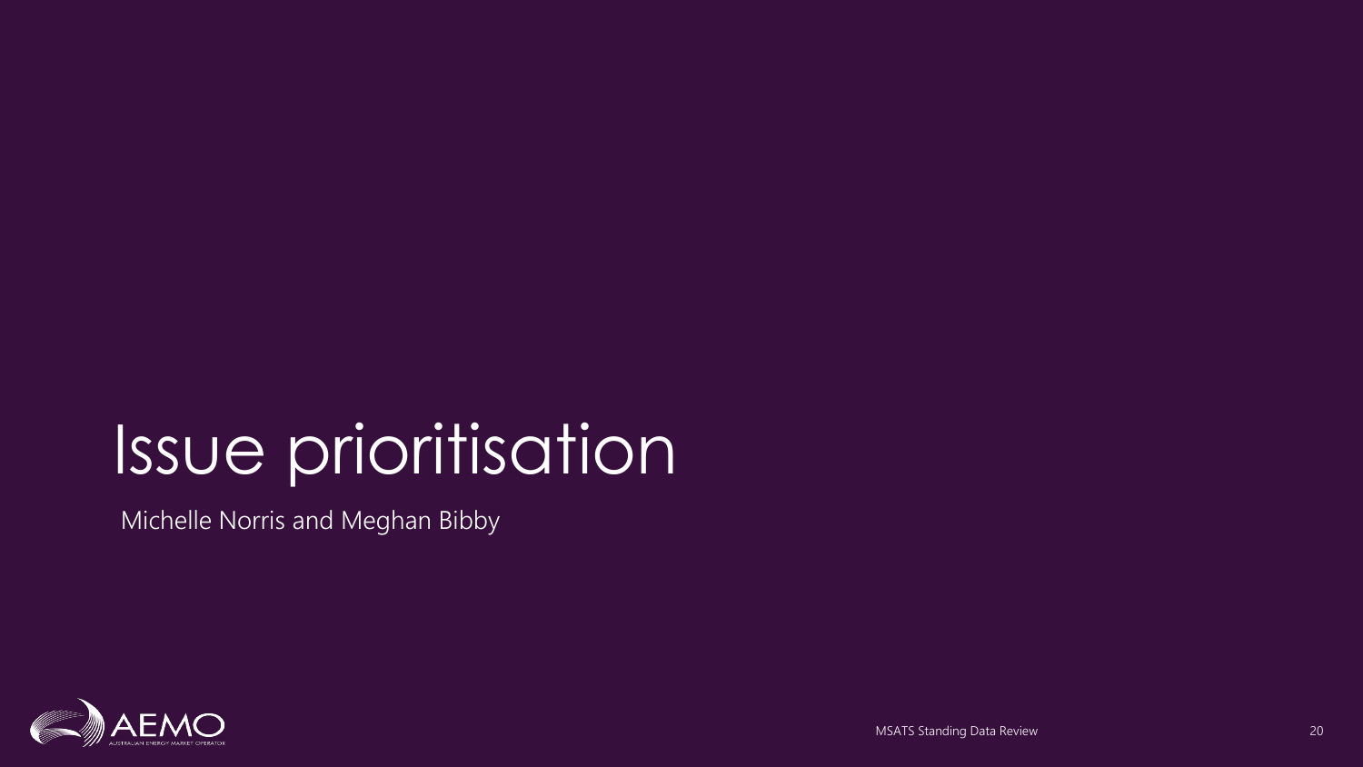# Issue prioritisation

Michelle Norris and Meghan Bibby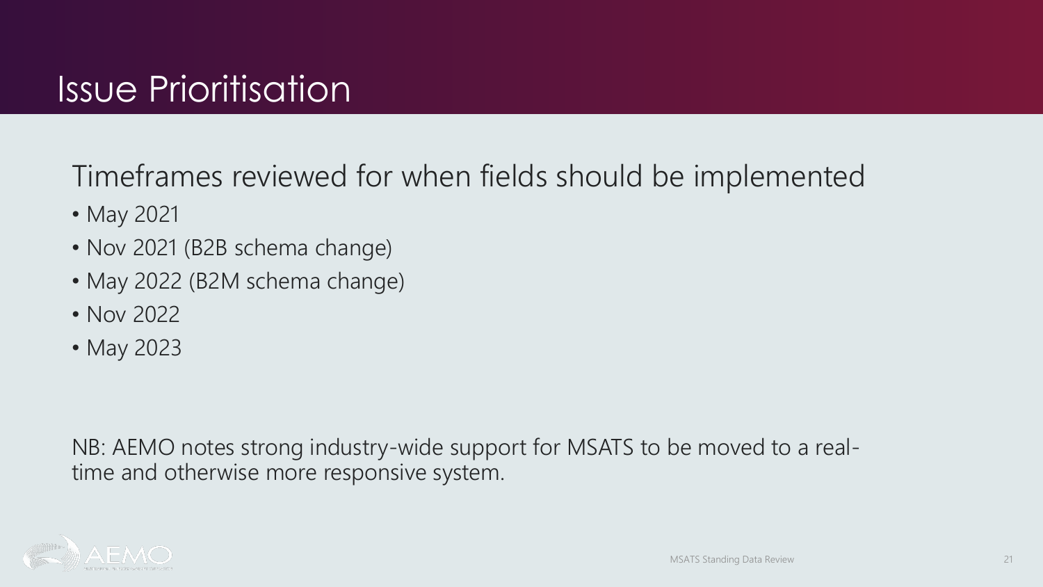# Issue Prioritisation

## Timeframes reviewed for when fields should be implemented

- May 2021
- Nov 2021 (B2B schema change)
- May 2022 (B2M schema change)
- Nov 2022
- May 2023

NB: AEMO notes strong industry-wide support for MSATS to be moved to a real-time and otherwise more responsive system.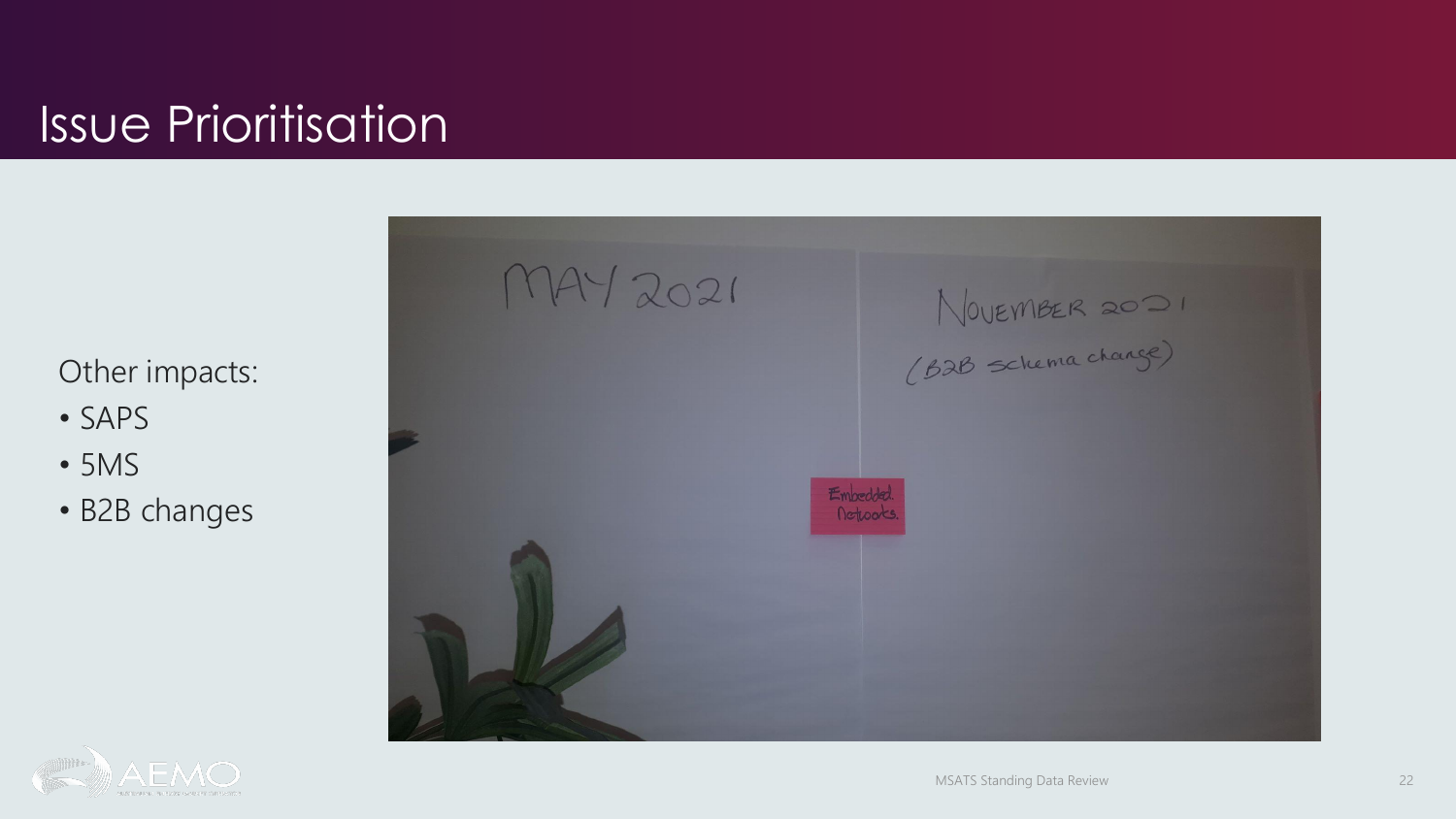# Issue Prioritisation

Other impacts:

- SAPS
- 5MS
- B2B changes

MAY 2021

NOVEMBER 2021
(B2B schema change)

Embedded Networks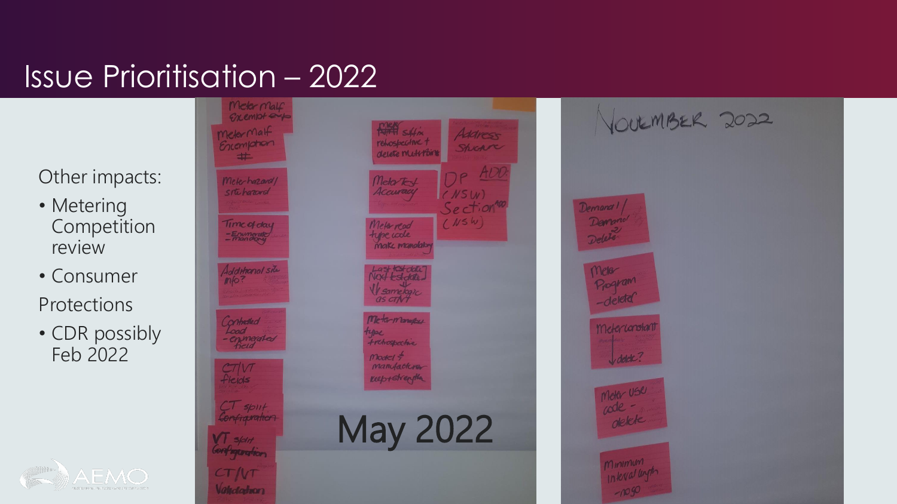# Issue Prioritisation – 2022

Other impacts:

- Metering Competition review
- Consumer Protections
- CDR possibly Feb 2022

Meter Malf Exemption exp

Meter Malf Exemption #

Meter hazard / site hazard

Time of day - Enumerate - mandatory

Additional site info?

Controlled Load - enumerated field

CT/VT fields

CT split Configuration

VT split Configuration

CT/VT Validation

Meter suffix retrospective + delete multi-time

Address Structure

Meter Test Accuracy

DP ADD (NSW) Section (NSW)

Meter read type code make mandatory

Last test date / Next test date - same logic as CT/VT

Meter manufacturer type + retrospective

Model + manufacturer keep + strength

May 2022

NOVEMBER 2022

Demand 1 / Demand 2 Delete

Meter Program - deleted

Meter constant - delete?

Meter Use code - delete

Minimum Interval length - no go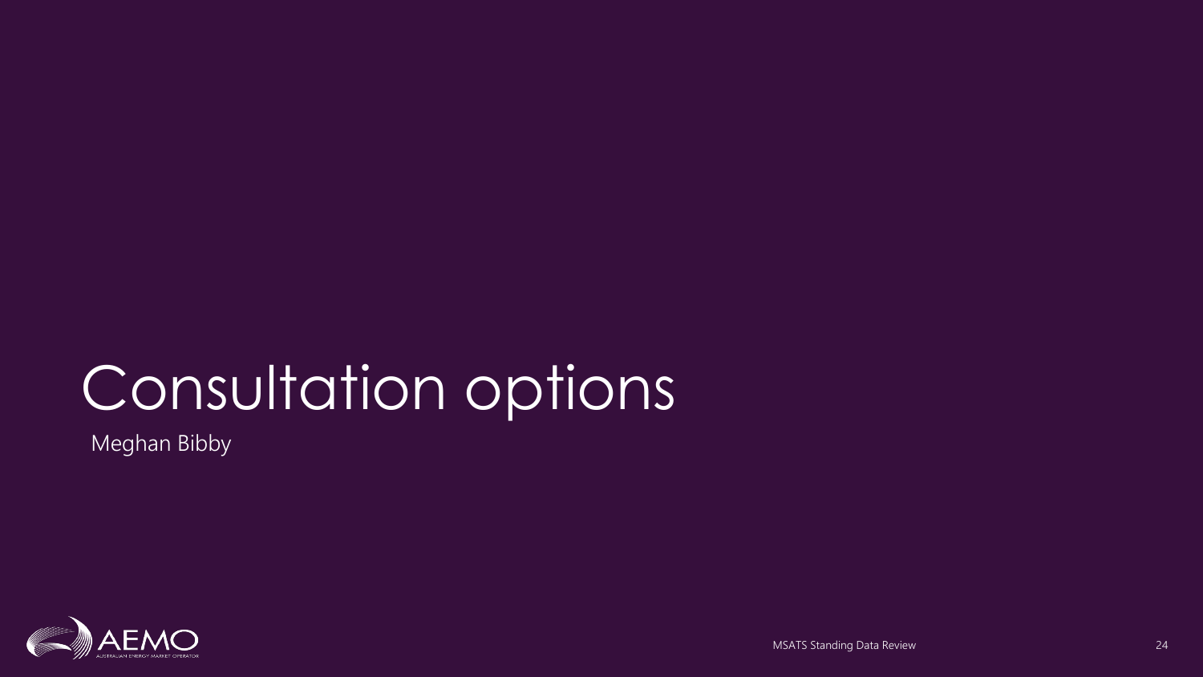# Consultation options

Meghan Bibby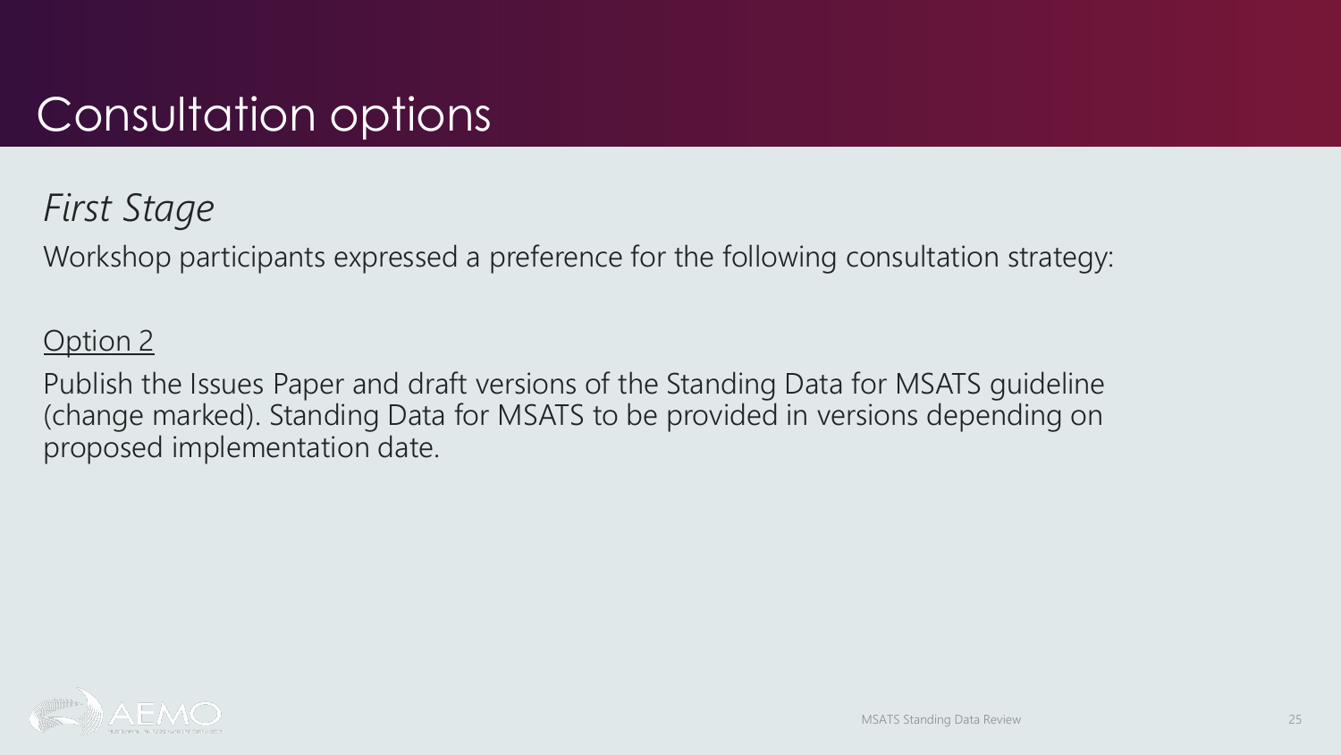# Consultation options

*First Stage*

Workshop participants expressed a preference for the following consultation strategy:

<u>Option 2</u>

Publish the Issues Paper and draft versions of the Standing Data for MSATS guideline (change marked). Standing Data for MSATS to be provided in versions depending on proposed implementation date.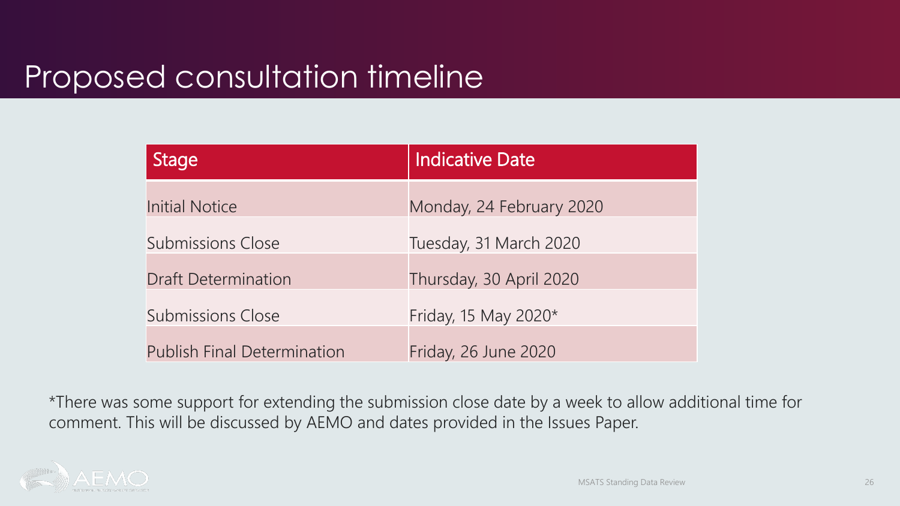# Proposed consultation timeline

| Stage | Indicative Date |
|---|---|
| Initial Notice | Monday, 24 February 2020 |
| Submissions Close | Tuesday, 31 March 2020 |
| Draft Determination | Thursday, 30 April 2020 |
| Submissions Close | Friday, 15 May 2020* |
| Publish Final Determination | Friday, 26 June 2020 |

*There was some support for extending the submission close date by a week to allow additional time for comment. This will be discussed by AEMO and dates provided in the Issues Paper.